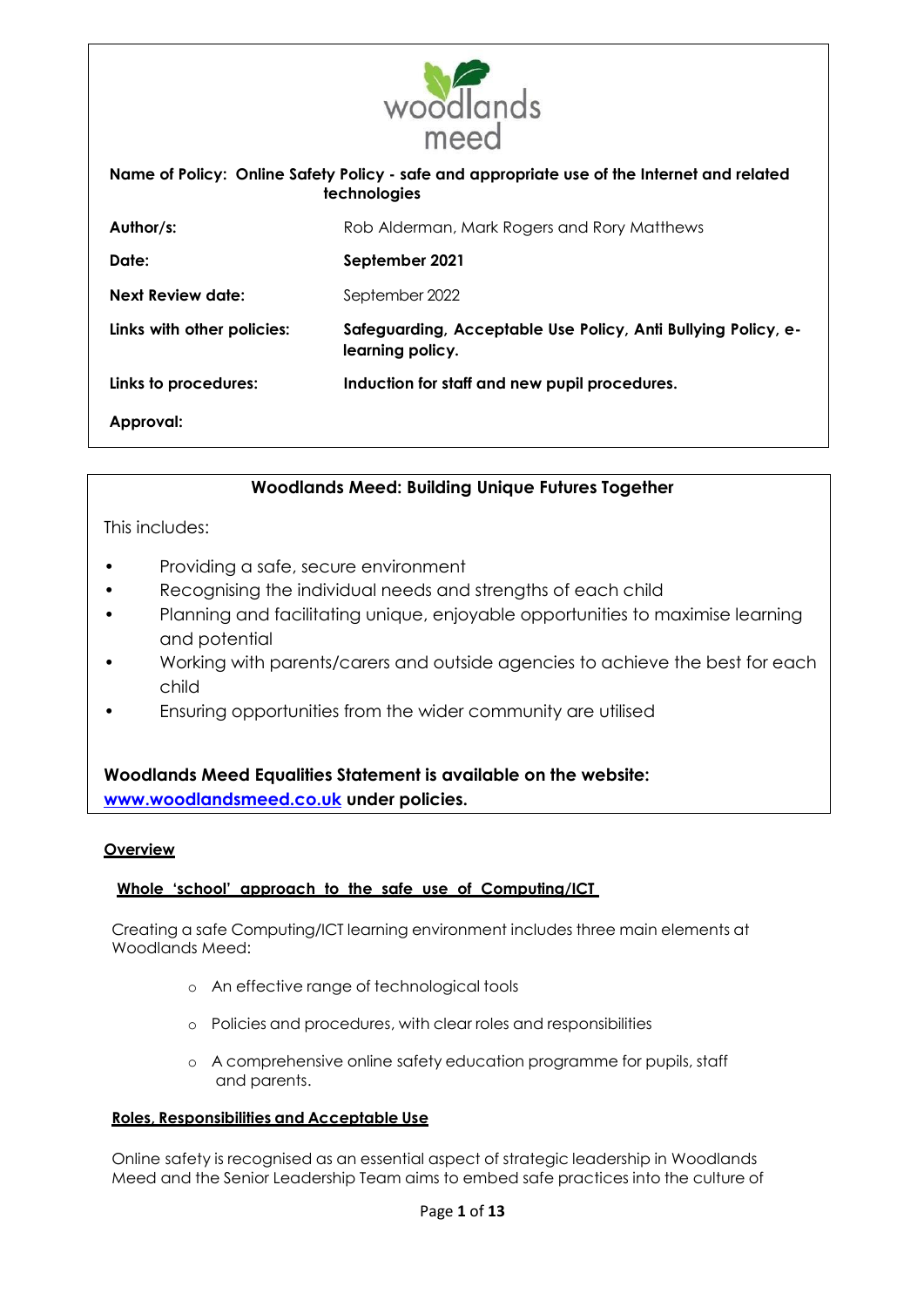woodlands meed

| Name of Policy: Online Safety Policy - safe and appropriate use of the Internet and related technologies | |
|---|---|
| **Author/s:** | Rob Alderman, Mark Rogers and Rory Matthews |
| **Date:** | **September 2021** |
| **Next Review date:** | September 2022 |
| **Links with other policies:** | **Safeguarding, Acceptable Use Policy, Anti Bullying Policy, e-learning policy.** |
| **Links to procedures:** | **Induction for staff and new pupil procedures.** |
| **Approval:** | |

**Woodlands Meed: Building Unique Futures Together**

This includes:

- Providing a safe, secure environment
- Recognising the individual needs and strengths of each child
- Planning and facilitating unique, enjoyable opportunities to maximise learning and potential
- Working with parents/carers and outside agencies to achieve the best for each child
- Ensuring opportunities from the wider community are utilised

**Woodlands Meed Equalities Statement is available on the website: [www.woodlandsmeed.co.uk](http://www.woodlandsmeed.co.uk) under policies.**

## Overview

### Whole 'school' approach to the safe use of Computing/ICT

Creating a safe Computing/ICT learning environment includes three main elements at Woodlands Meed:

- An effective range of technological tools
- Policies and procedures, with clear roles and responsibilities
- A comprehensive online safety education programme for pupils, staff and parents.

### Roles, Responsibilities and Acceptable Use

Online safety is recognised as an essential aspect of strategic leadership in Woodlands Meed and the Senior Leadership Team aims to embed safe practices into the culture of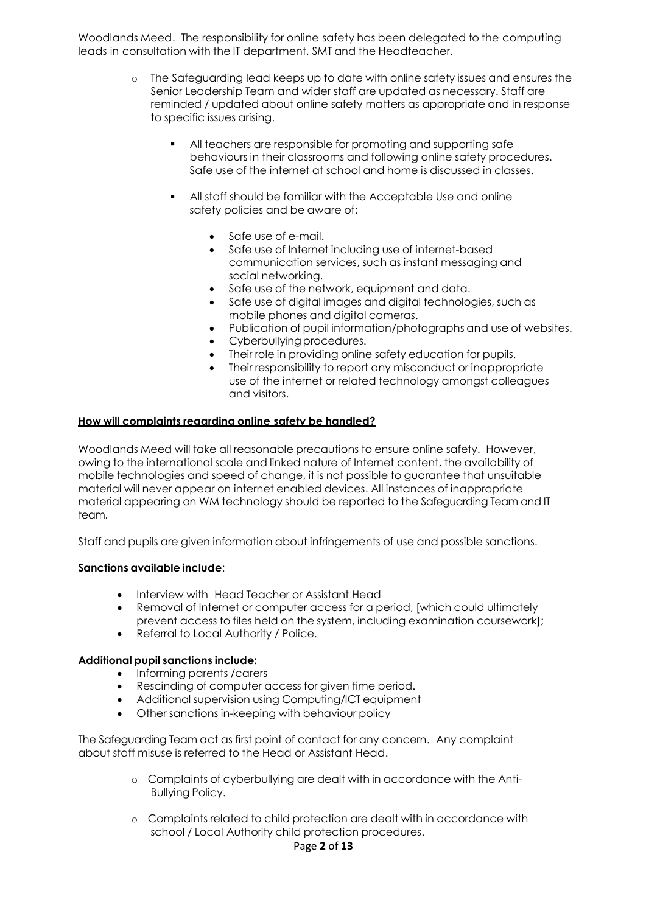Woodlands Meed. The responsibility for online safety has been delegated to the computing leads in consultation with the IT department, SMT and the Headteacher.

- The Safeguarding lead keeps up to date with online safety issues and ensures the Senior Leadership Team and wider staff are updated as necessary. Staff are reminded / updated about online safety matters as appropriate and in response to specific issues arising.
    - All teachers are responsible for promoting and supporting safe behaviours in their classrooms and following online safety procedures. Safe use of the internet at school and home is discussed in classes.
    - All staff should be familiar with the Acceptable Use and online safety policies and be aware of:
        - Safe use of e-mail.
        - Safe use of Internet including use of internet-based communication services, such as instant messaging and social networking.
        - Safe use of the network, equipment and data.
        - Safe use of digital images and digital technologies, such as mobile phones and digital cameras.
        - Publication of pupil information/photographs and use of websites.
        - Cyberbullying procedures.
        - Their role in providing online safety education for pupils.
        - Their responsibility to report any misconduct or inappropriate use of the internet or related technology amongst colleagues and visitors.

**How will complaints regarding online safety be handled?**

Woodlands Meed will take all reasonable precautions to ensure online safety. However, owing to the international scale and linked nature of Internet content, the availability of mobile technologies and speed of change, it is not possible to guarantee that unsuitable material will never appear on internet enabled devices. All instances of inappropriate material appearing on WM technology should be reported to the Safeguarding Team and IT team.

Staff and pupils are given information about infringements of use and possible sanctions.

**Sanctions available include**:

- Interview with Head Teacher or Assistant Head
- Removal of Internet or computer access for a period, [which could ultimately prevent access to files held on the system, including examination coursework];
- Referral to Local Authority / Police.

**Additional pupil sanctions include:**

- Informing parents /carers
- Rescinding of computer access for given time period.
- Additional supervision using Computing/ICT equipment
- Other sanctions in-keeping with behaviour policy

The Safeguarding Team act as first point of contact for any concern. Any complaint about staff misuse is referred to the Head or Assistant Head.

- Complaints of cyberbullying are dealt with in accordance with the Anti-Bullying Policy.
- Complaints related to child protection are dealt with in accordance with school / Local Authority child protection procedures.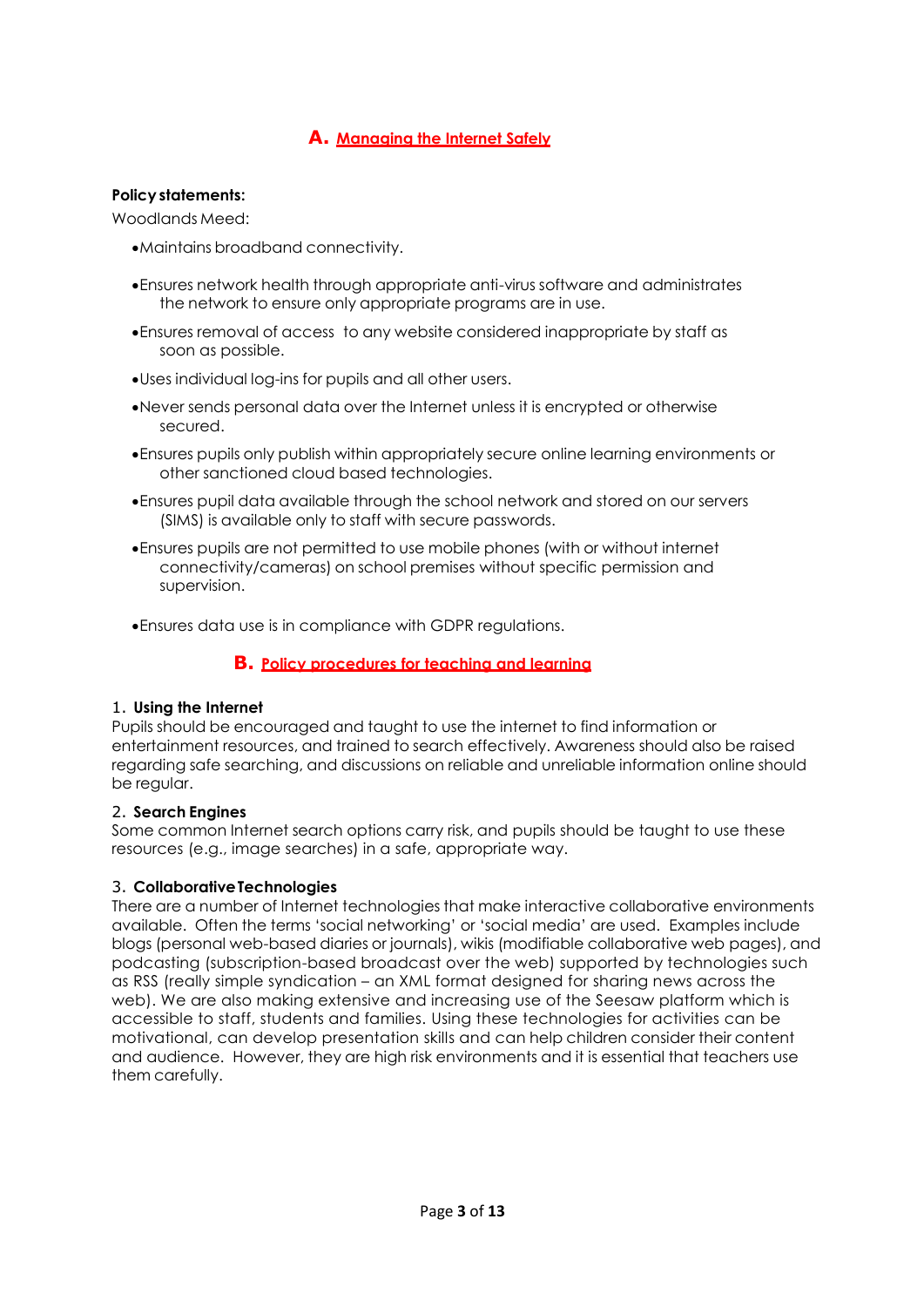## A. Managing the Internet Safely

**Policy statements:**

Woodlands Meed:

- Maintains broadband connectivity.
- Ensures network health through appropriate anti-virus software and administrates the network to ensure only appropriate programs are in use.
- Ensures removal of access to any website considered inappropriate by staff as soon as possible.
- Uses individual log-ins for pupils and all other users.
- Never sends personal data over the Internet unless it is encrypted or otherwise secured.
- Ensures pupils only publish within appropriately secure online learning environments or other sanctioned cloud based technologies.
- Ensures pupil data available through the school network and stored on our servers (SIMS) is available only to staff with secure passwords.
- Ensures pupils are not permitted to use mobile phones (with or without internet connectivity/cameras) on school premises without specific permission and supervision.
- Ensures data use is in compliance with GDPR regulations.

## B. Policy procedures for teaching and learning

### 1. Using the Internet

Pupils should be encouraged and taught to use the internet to find information or entertainment resources, and trained to search effectively. Awareness should also be raised regarding safe searching, and discussions on reliable and unreliable information online should be regular.

### 2. Search Engines

Some common Internet search options carry risk, and pupils should be taught to use these resources (e.g., image searches) in a safe, appropriate way.

### 3. Collaborative Technologies

There are a number of Internet technologies that make interactive collaborative environments available. Often the terms 'social networking' or 'social media' are used. Examples include blogs (personal web-based diaries or journals), wikis (modifiable collaborative web pages), and podcasting (subscription-based broadcast over the web) supported by technologies such as RSS (really simple syndication – an XML format designed for sharing news across the web). We are also making extensive and increasing use of the Seesaw platform which is accessible to staff, students and families. Using these technologies for activities can be motivational, can develop presentation skills and can help children consider their content and audience. However, they are high risk environments and it is essential that teachers use them carefully.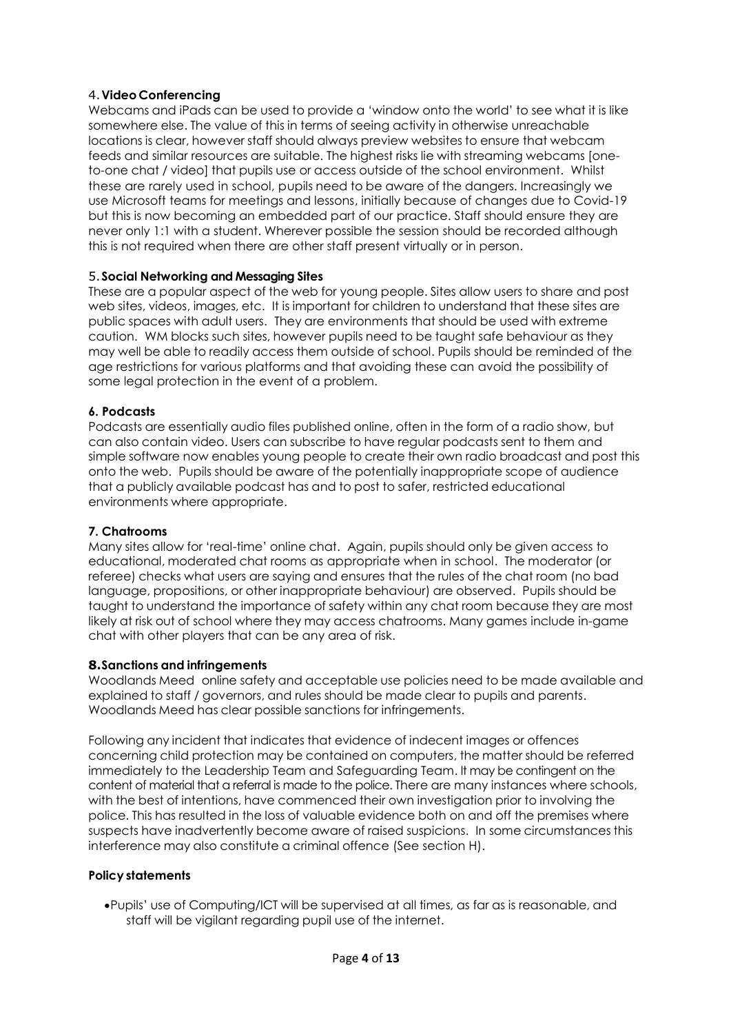### 4. Video Conferencing

Webcams and iPads can be used to provide a 'window onto the world' to see what it is like somewhere else. The value of this in terms of seeing activity in otherwise unreachable locations is clear, however staff should always preview websites to ensure that webcam feeds and similar resources are suitable. The highest risks lie with streaming webcams [one-to-one chat / video] that pupils use or access outside of the school environment. Whilst these are rarely used in school, pupils need to be aware of the dangers. Increasingly we use Microsoft teams for meetings and lessons, initially because of changes due to Covid-19 but this is now becoming an embedded part of our practice. Staff should ensure they are never only 1:1 with a student. Wherever possible the session should be recorded although this is not required when there are other staff present virtually or in person.

### 5. Social Networking and Messaging Sites

These are a popular aspect of the web for young people. Sites allow users to share and post web sites, videos, images, etc. It is important for children to understand that these sites are public spaces with adult users. They are environments that should be used with extreme caution. WM blocks such sites, however pupils need to be taught safe behaviour as they may well be able to readily access them outside of school. Pupils should be reminded of the age restrictions for various platforms and that avoiding these can avoid the possibility of some legal protection in the event of a problem.

### 6. Podcasts

Podcasts are essentially audio files published online, often in the form of a radio show, but can also contain video. Users can subscribe to have regular podcasts sent to them and simple software now enables young people to create their own radio broadcast and post this onto the web. Pupils should be aware of the potentially inappropriate scope of audience that a publicly available podcast has and to post to safer, restricted educational environments where appropriate.

### 7. Chatrooms

Many sites allow for 'real-time' online chat. Again, pupils should only be given access to educational, moderated chat rooms as appropriate when in school. The moderator (or referee) checks what users are saying and ensures that the rules of the chat room (no bad language, propositions, or other inappropriate behaviour) are observed. Pupils should be taught to understand the importance of safety within any chat room because they are most likely at risk out of school where they may access chatrooms. Many games include in-game chat with other players that can be any area of risk.

### 8. Sanctions and infringements

Woodlands Meed online safety and acceptable use policies need to be made available and explained to staff / governors, and rules should be made clear to pupils and parents. Woodlands Meed has clear possible sanctions for infringements.

Following any incident that indicates that evidence of indecent images or offences concerning child protection may be contained on computers, the matter should be referred immediately to the Leadership Team and Safeguarding Team. It may be contingent on the content of material that a referral is made to the police. There are many instances where schools, with the best of intentions, have commenced their own investigation prior to involving the police. This has resulted in the loss of valuable evidence both on and off the premises where suspects have inadvertently become aware of raised suspicions. In some circumstances this interference may also constitute a criminal offence (See section H).

#### Policy statements

- Pupils' use of Computing/ICT will be supervised at all times, as far as is reasonable, and staff will be vigilant regarding pupil use of the internet.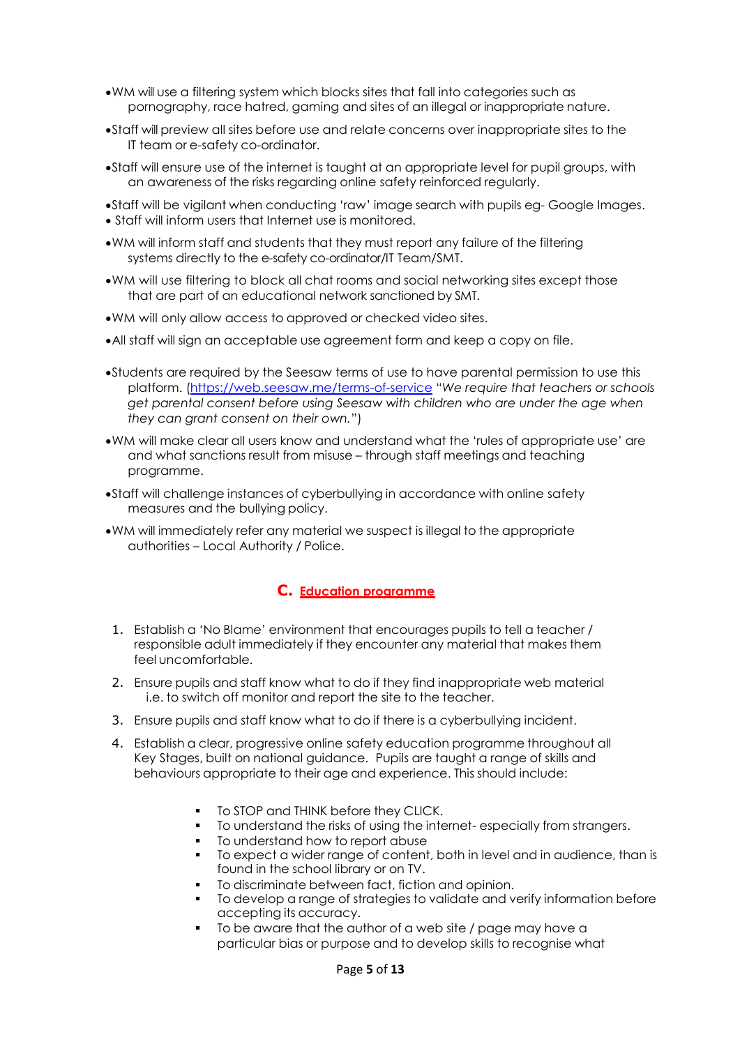- WM will use a filtering system which blocks sites that fall into categories such as pornography, race hatred, gaming and sites of an illegal or inappropriate nature.
- Staff will preview all sites before use and relate concerns over inappropriate sites to the IT team or e-safety co-ordinator.
- Staff will ensure use of the internet is taught at an appropriate level for pupil groups, with an awareness of the risks regarding online safety reinforced regularly.
- Staff will be vigilant when conducting 'raw' image search with pupils eg- Google Images.
- Staff will inform users that Internet use is monitored.
- WM will inform staff and students that they must report any failure of the filtering systems directly to the e-safety co-ordinator/IT Team/SMT.
- WM will use filtering to block all chat rooms and social networking sites except those that are part of an educational network sanctioned by SMT.
- WM will only allow access to approved or checked video sites.
- All staff will sign an acceptable use agreement form and keep a copy on file.
- Students are required by the Seesaw terms of use to have parental permission to use this platform. ([https://web.seesaw.me/terms-of-service](https://web.seesaw.me/terms-of-service) "*We require that teachers or schools get parental consent before using Seesaw with children who are under the age when they can grant consent on their own.*")
- WM will make clear all users know and understand what the 'rules of appropriate use' are and what sanctions result from misuse – through staff meetings and teaching programme.
- Staff will challenge instances of cyberbullying in accordance with online safety measures and the bullying policy.
- WM will immediately refer any material we suspect is illegal to the appropriate authorities – Local Authority / Police.

## C. Education programme

1. Establish a 'No Blame' environment that encourages pupils to tell a teacher / responsible adult immediately if they encounter any material that makes them feel uncomfortable.
2. Ensure pupils and staff know what to do if they find inappropriate web material i.e. to switch off monitor and report the site to the teacher.
3. Ensure pupils and staff know what to do if there is a cyberbullying incident.
4. Establish a clear, progressive online safety education programme throughout all Key Stages, built on national guidance. Pupils are taught a range of skills and behaviours appropriate to their age and experience. This should include:
   - To STOP and THINK before they CLICK.
   - To understand the risks of using the internet- especially from strangers.
   - To understand how to report abuse
   - To expect a wider range of content, both in level and in audience, than is found in the school library or on TV.
   - To discriminate between fact, fiction and opinion.
   - To develop a range of strategies to validate and verify information before accepting its accuracy.
   - To be aware that the author of a web site / page may have a particular bias or purpose and to develop skills to recognise what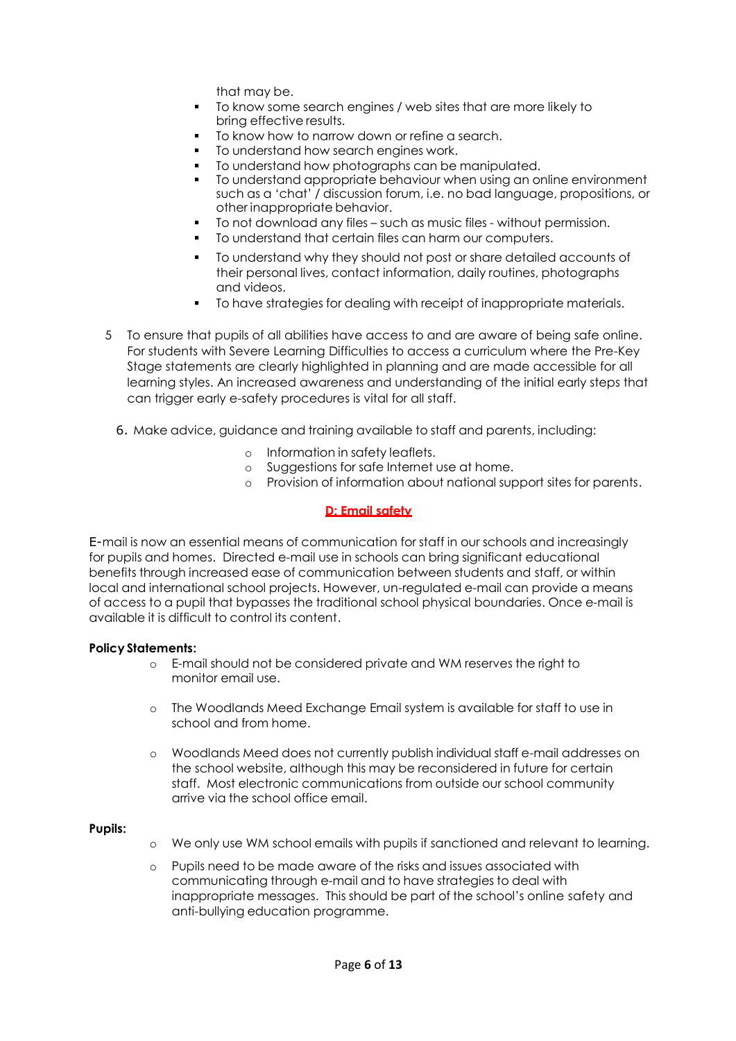that may be.

- To know some search engines / web sites that are more likely to bring effective results.
- To know how to narrow down or refine a search.
- To understand how search engines work.
- To understand how photographs can be manipulated.
- To understand appropriate behaviour when using an online environment such as a 'chat' / discussion forum, i.e. no bad language, propositions, or other inappropriate behavior.
- To not download any files – such as music files - without permission.
- To understand that certain files can harm our computers.
- To understand why they should not post or share detailed accounts of their personal lives, contact information, daily routines, photographs and videos.
- To have strategies for dealing with receipt of inappropriate materials.

5. To ensure that pupils of all abilities have access to and are aware of being safe online. For students with Severe Learning Difficulties to access a curriculum where the Pre-Key Stage statements are clearly highlighted in planning and are made accessible for all learning styles. An increased awareness and understanding of the initial early steps that can trigger early e-safety procedures is vital for all staff.

6. Make advice, guidance and training available to staff and parents, including:
   - Information in safety leaflets.
   - Suggestions for safe Internet use at home.
   - Provision of information about national support sites for parents.

## D: Email safety

E-mail is now an essential means of communication for staff in our schools and increasingly for pupils and homes. Directed e-mail use in schools can bring significant educational benefits through increased ease of communication between students and staff, or within local and international school projects. However, un-regulated e-mail can provide a means of access to a pupil that bypasses the traditional school physical boundaries. Once e-mail is available it is difficult to control its content.

**Policy Statements:**

- E-mail should not be considered private and WM reserves the right to monitor email use.
- The Woodlands Meed Exchange Email system is available for staff to use in school and from home.
- Woodlands Meed does not currently publish individual staff e-mail addresses on the school website, although this may be reconsidered in future for certain staff. Most electronic communications from outside our school community arrive via the school office email.

**Pupils:**

- We only use WM school emails with pupils if sanctioned and relevant to learning.
- Pupils need to be made aware of the risks and issues associated with communicating through e-mail and to have strategies to deal with inappropriate messages. This should be part of the school's online safety and anti-bullying education programme.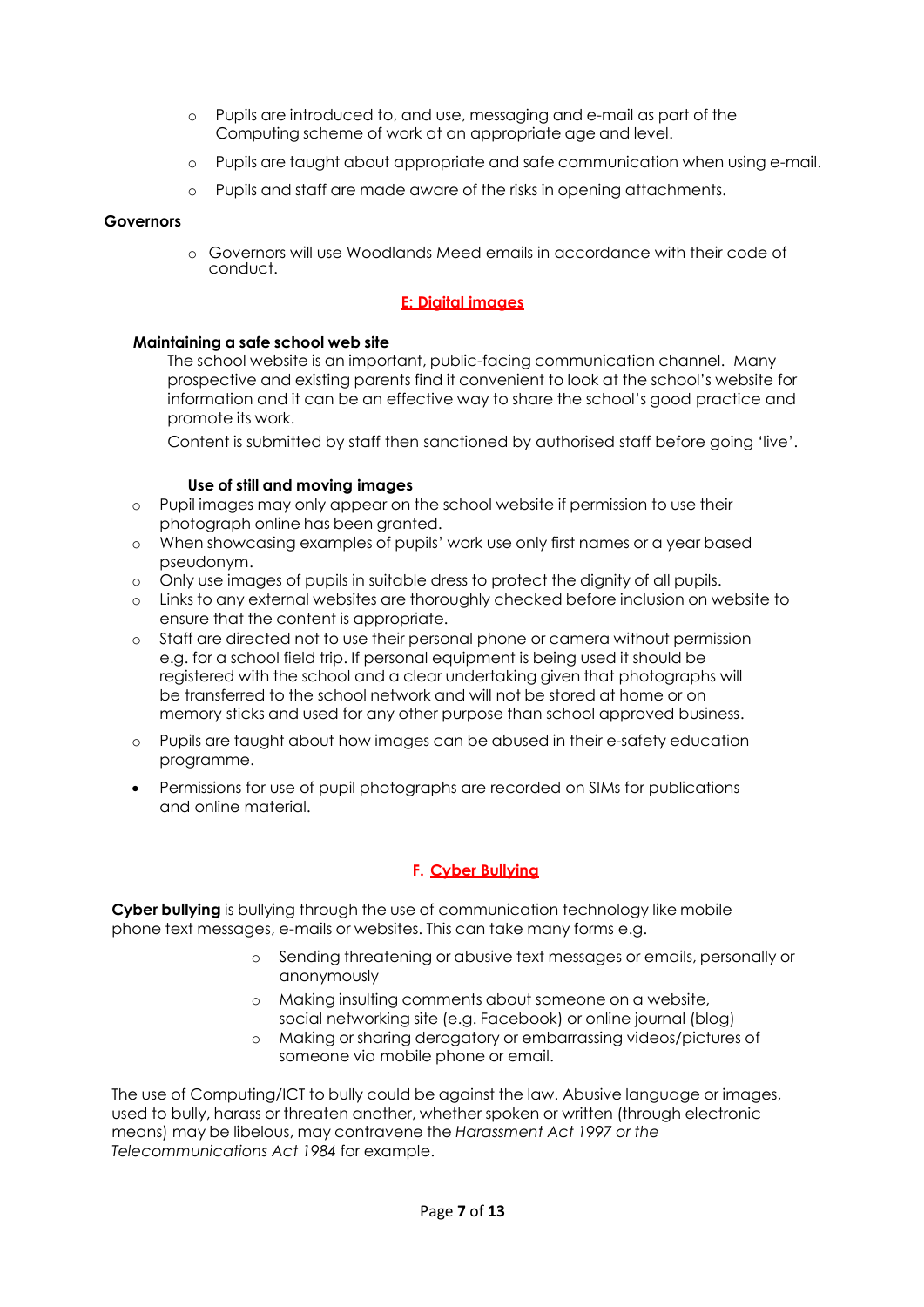- Pupils are introduced to, and use, messaging and e-mail as part of the Computing scheme of work at an appropriate age and level.
- Pupils are taught about appropriate and safe communication when using e-mail.
- Pupils and staff are made aware of the risks in opening attachments.

**Governors**

- Governors will use Woodlands Meed emails in accordance with their code of conduct.

## E: Digital images

**Maintaining a safe school web site**

The school website is an important, public-facing communication channel. Many prospective and existing parents find it convenient to look at the school's website for information and it can be an effective way to share the school's good practice and promote its work.

Content is submitted by staff then sanctioned by authorised staff before going 'live'.

**Use of still and moving images**

- Pupil images may only appear on the school website if permission to use their photograph online has been granted.
- When showcasing examples of pupils' work use only first names or a year based pseudonym.
- Only use images of pupils in suitable dress to protect the dignity of all pupils.
- Links to any external websites are thoroughly checked before inclusion on website to ensure that the content is appropriate.
- Staff are directed not to use their personal phone or camera without permission e.g. for a school field trip. If personal equipment is being used it should be registered with the school and a clear undertaking given that photographs will be transferred to the school network and will not be stored at home or on memory sticks and used for any other purpose than school approved business.
- Pupils are taught about how images can be abused in their e-safety education programme.
- Permissions for use of pupil photographs are recorded on SIMs for publications and online material.

## F. Cyber Bullying

**Cyber bullying** is bullying through the use of communication technology like mobile phone text messages, e-mails or websites. This can take many forms e.g.

- Sending threatening or abusive text messages or emails, personally or anonymously
- Making insulting comments about someone on a website, social networking site (e.g. Facebook) or online journal (blog)
- Making or sharing derogatory or embarrassing videos/pictures of someone via mobile phone or email.

The use of Computing/ICT to bully could be against the law. Abusive language or images, used to bully, harass or threaten another, whether spoken or written (through electronic means) may be libelous, may contravene the *Harassment Act 1997 or the Telecommunications Act 1984* for example.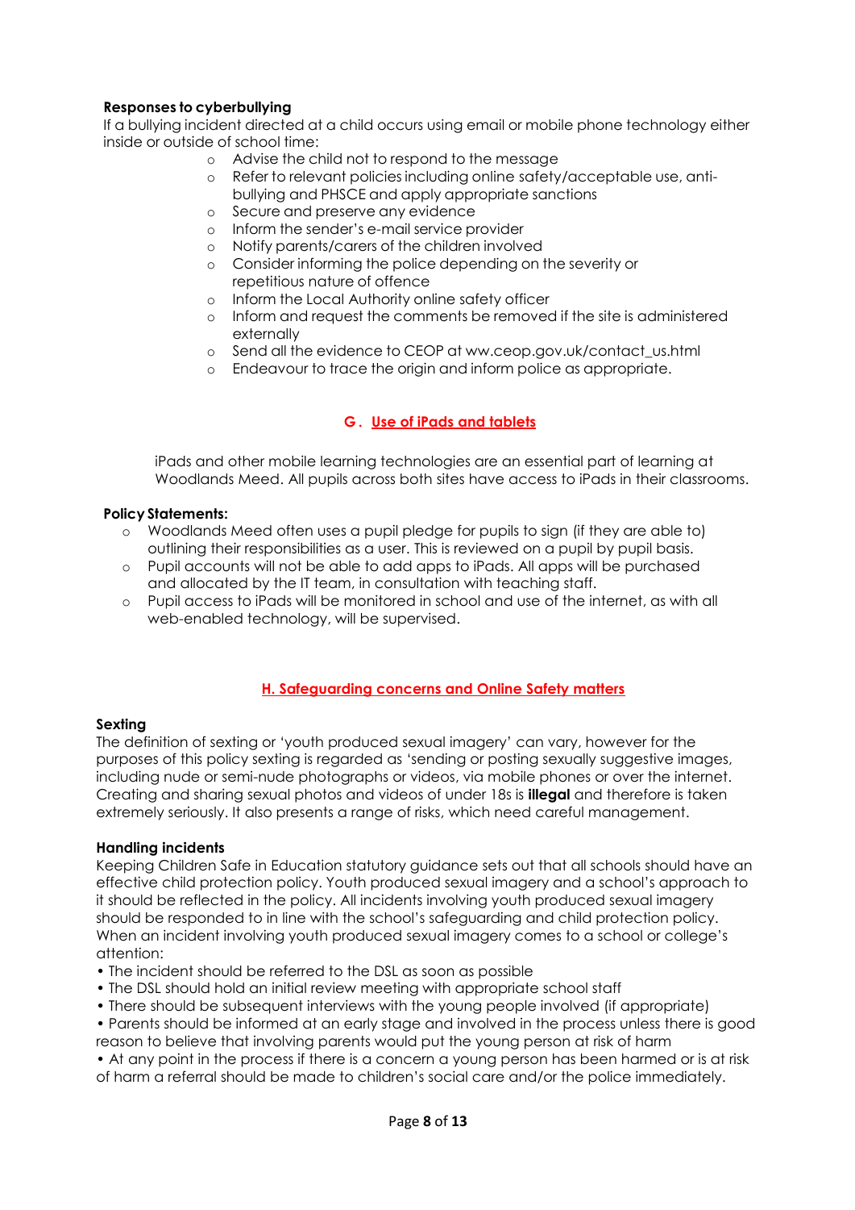**Responses to cyberbullying**

If a bullying incident directed at a child occurs using email or mobile phone technology either inside or outside of school time:

- Advise the child not to respond to the message
- Refer to relevant policies including online safety/acceptable use, anti-bullying and PHSCE and apply appropriate sanctions
- Secure and preserve any evidence
- Inform the sender's e-mail service provider
- Notify parents/carers of the children involved
- Consider informing the police depending on the severity or repetitious nature of offence
- Inform the Local Authority online safety officer
- Inform and request the comments be removed if the site is administered externally
- Send all the evidence to CEOP at ww.ceop.gov.uk/contact_us.html
- Endeavour to trace the origin and inform police as appropriate.

## G. Use of iPads and tablets

iPads and other mobile learning technologies are an essential part of learning at Woodlands Meed. All pupils across both sites have access to iPads in their classrooms.

**Policy Statements:**

- Woodlands Meed often uses a pupil pledge for pupils to sign (if they are able to) outlining their responsibilities as a user. This is reviewed on a pupil by pupil basis.
- Pupil accounts will not be able to add apps to iPads. All apps will be purchased and allocated by the IT team, in consultation with teaching staff.
- Pupil access to iPads will be monitored in school and use of the internet, as with all web-enabled technology, will be supervised.

## H. Safeguarding concerns and Online Safety matters

**Sexting**

The definition of sexting or 'youth produced sexual imagery' can vary, however for the purposes of this policy sexting is regarded as 'sending or posting sexually suggestive images, including nude or semi-nude photographs or videos, via mobile phones or over the internet. Creating and sharing sexual photos and videos of under 18s is **illegal** and therefore is taken extremely seriously. It also presents a range of risks, which need careful management.

**Handling incidents**

Keeping Children Safe in Education statutory guidance sets out that all schools should have an effective child protection policy. Youth produced sexual imagery and a school's approach to it should be reflected in the policy. All incidents involving youth produced sexual imagery should be responded to in line with the school's safeguarding and child protection policy. When an incident involving youth produced sexual imagery comes to a school or college's attention:

- The incident should be referred to the DSL as soon as possible
- The DSL should hold an initial review meeting with appropriate school staff
- There should be subsequent interviews with the young people involved (if appropriate)
- Parents should be informed at an early stage and involved in the process unless there is good reason to believe that involving parents would put the young person at risk of harm
- At any point in the process if there is a concern a young person has been harmed or is at risk of harm a referral should be made to children's social care and/or the police immediately.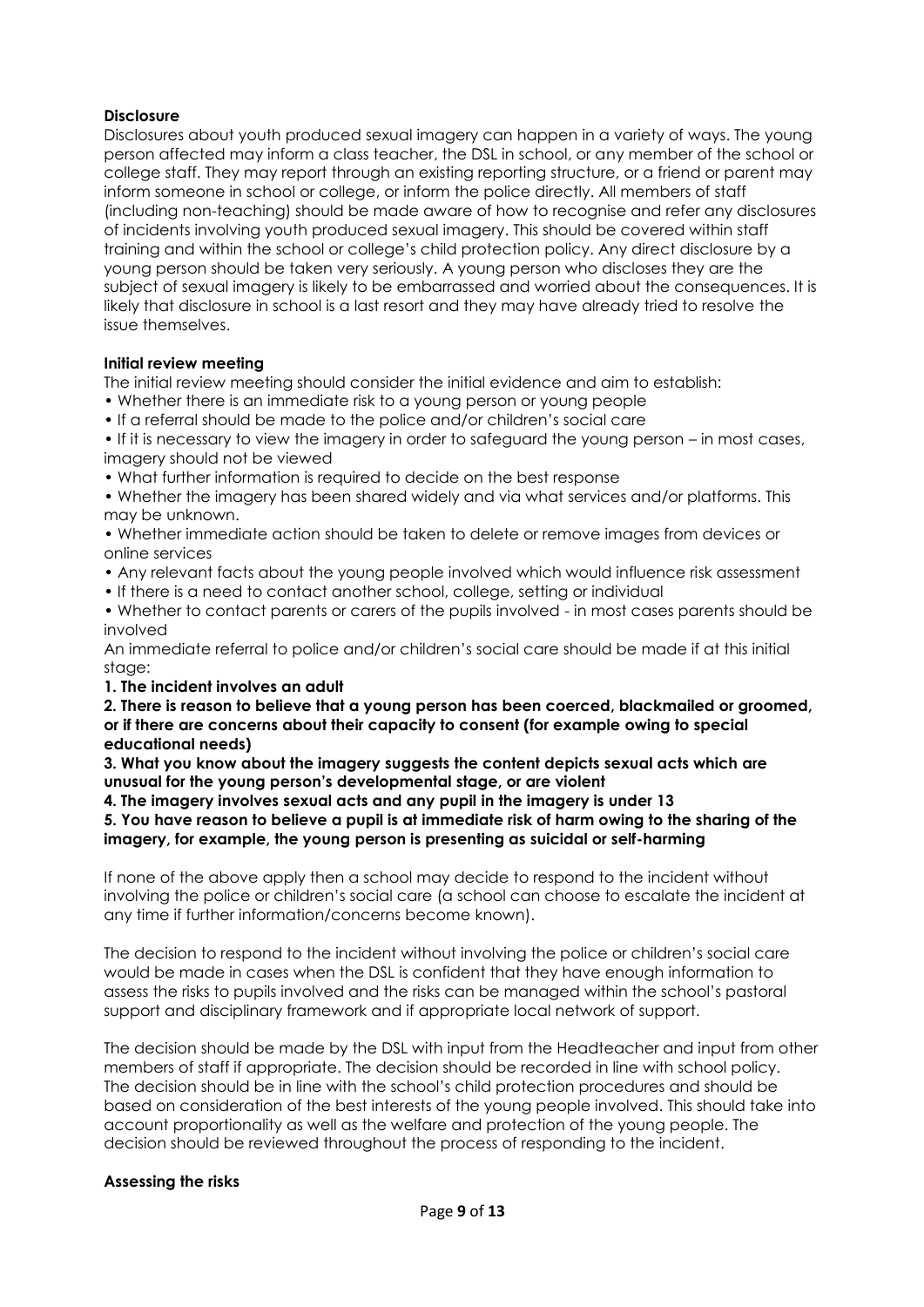**Disclosure**

Disclosures about youth produced sexual imagery can happen in a variety of ways. The young person affected may inform a class teacher, the DSL in school, or any member of the school or college staff. They may report through an existing reporting structure, or a friend or parent may inform someone in school or college, or inform the police directly. All members of staff (including non-teaching) should be made aware of how to recognise and refer any disclosures of incidents involving youth produced sexual imagery. This should be covered within staff training and within the school or college's child protection policy. Any direct disclosure by a young person should be taken very seriously. A young person who discloses they are the subject of sexual imagery is likely to be embarrassed and worried about the consequences. It is likely that disclosure in school is a last resort and they may have already tried to resolve the issue themselves.

**Initial review meeting**

The initial review meeting should consider the initial evidence and aim to establish:

- Whether there is an immediate risk to a young person or young people
- If a referral should be made to the police and/or children's social care
- If it is necessary to view the imagery in order to safeguard the young person – in most cases, imagery should not be viewed
- What further information is required to decide on the best response
- Whether the imagery has been shared widely and via what services and/or platforms. This may be unknown.
- Whether immediate action should be taken to delete or remove images from devices or online services
- Any relevant facts about the young people involved which would influence risk assessment
- If there is a need to contact another school, college, setting or individual
- Whether to contact parents or carers of the pupils involved - in most cases parents should be involved

An immediate referral to police and/or children's social care should be made if at this initial stage:

**1. The incident involves an adult**

**2. There is reason to believe that a young person has been coerced, blackmailed or groomed, or if there are concerns about their capacity to consent (for example owing to special educational needs)**

**3. What you know about the imagery suggests the content depicts sexual acts which are unusual for the young person's developmental stage, or are violent**

**4. The imagery involves sexual acts and any pupil in the imagery is under 13**

**5. You have reason to believe a pupil is at immediate risk of harm owing to the sharing of the imagery, for example, the young person is presenting as suicidal or self-harming**

If none of the above apply then a school may decide to respond to the incident without involving the police or children's social care (a school can choose to escalate the incident at any time if further information/concerns become known).

The decision to respond to the incident without involving the police or children's social care would be made in cases when the DSL is confident that they have enough information to assess the risks to pupils involved and the risks can be managed within the school's pastoral support and disciplinary framework and if appropriate local network of support.

The decision should be made by the DSL with input from the Headteacher and input from other members of staff if appropriate. The decision should be recorded in line with school policy. The decision should be in line with the school's child protection procedures and should be based on consideration of the best interests of the young people involved. This should take into account proportionality as well as the welfare and protection of the young people. The decision should be reviewed throughout the process of responding to the incident.

**Assessing the risks**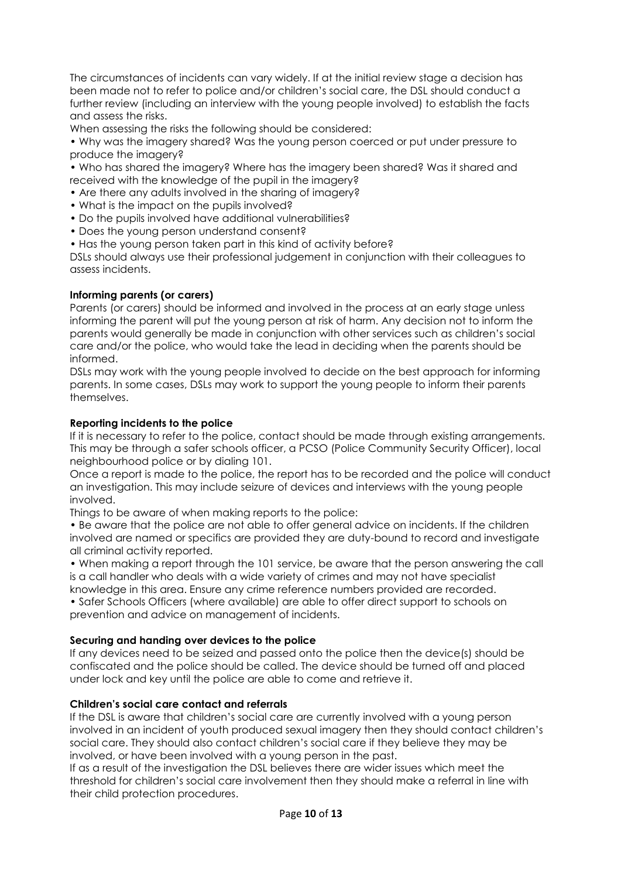The circumstances of incidents can vary widely. If at the initial review stage a decision has been made not to refer to police and/or children's social care, the DSL should conduct a further review (including an interview with the young people involved) to establish the facts and assess the risks.

When assessing the risks the following should be considered:

- Why was the imagery shared? Was the young person coerced or put under pressure to produce the imagery?
- Who has shared the imagery? Where has the imagery been shared? Was it shared and received with the knowledge of the pupil in the imagery?
- Are there any adults involved in the sharing of imagery?
- What is the impact on the pupils involved?
- Do the pupils involved have additional vulnerabilities?
- Does the young person understand consent?
- Has the young person taken part in this kind of activity before?

DSLs should always use their professional judgement in conjunction with their colleagues to assess incidents.

**Informing parents (or carers)**

Parents (or carers) should be informed and involved in the process at an early stage unless informing the parent will put the young person at risk of harm. Any decision not to inform the parents would generally be made in conjunction with other services such as children's social care and/or the police, who would take the lead in deciding when the parents should be informed.

DSLs may work with the young people involved to decide on the best approach for informing parents. In some cases, DSLs may work to support the young people to inform their parents themselves.

**Reporting incidents to the police**

If it is necessary to refer to the police, contact should be made through existing arrangements. This may be through a safer schools officer, a PCSO (Police Community Security Officer), local neighbourhood police or by dialing 101.

Once a report is made to the police, the report has to be recorded and the police will conduct an investigation. This may include seizure of devices and interviews with the young people involved.

Things to be aware of when making reports to the police:

- Be aware that the police are not able to offer general advice on incidents. If the children involved are named or specifics are provided they are duty-bound to record and investigate all criminal activity reported.
- When making a report through the 101 service, be aware that the person answering the call is a call handler who deals with a wide variety of crimes and may not have specialist knowledge in this area. Ensure any crime reference numbers provided are recorded.
- Safer Schools Officers (where available) are able to offer direct support to schools on prevention and advice on management of incidents.

**Securing and handing over devices to the police**

If any devices need to be seized and passed onto the police then the device(s) should be confiscated and the police should be called. The device should be turned off and placed under lock and key until the police are able to come and retrieve it.

**Children's social care contact and referrals**

If the DSL is aware that children's social care are currently involved with a young person involved in an incident of youth produced sexual imagery then they should contact children's social care. They should also contact children's social care if they believe they may be involved, or have been involved with a young person in the past.

If as a result of the investigation the DSL believes there are wider issues which meet the threshold for children's social care involvement then they should make a referral in line with their child protection procedures.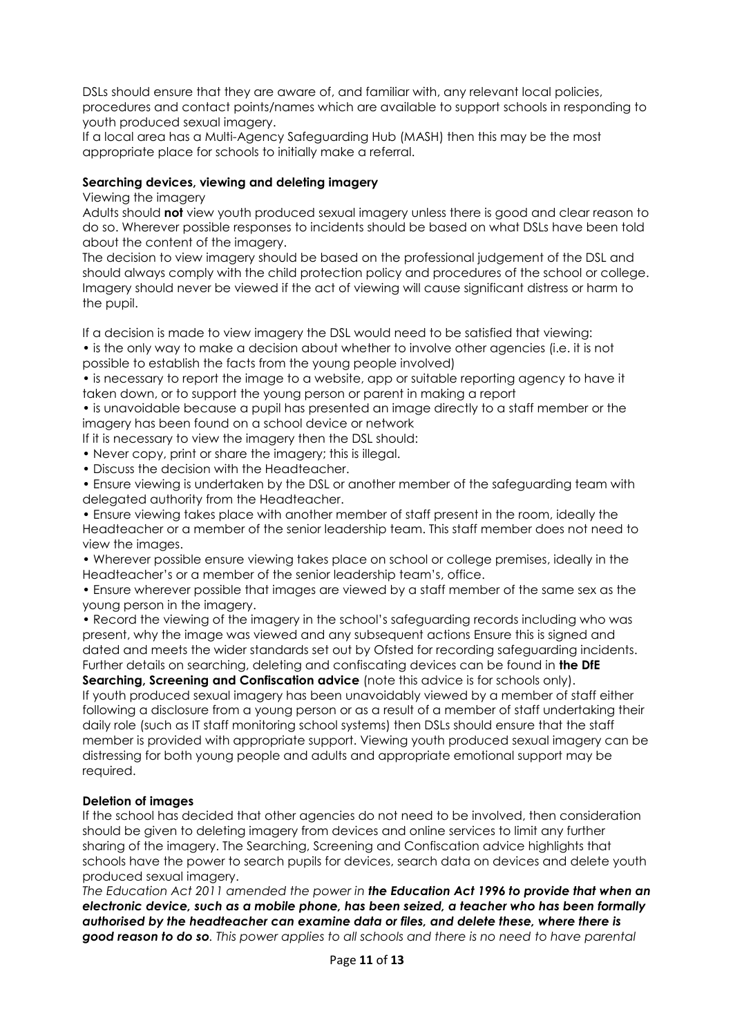DSLs should ensure that they are aware of, and familiar with, any relevant local policies, procedures and contact points/names which are available to support schools in responding to youth produced sexual imagery.

If a local area has a Multi-Agency Safeguarding Hub (MASH) then this may be the most appropriate place for schools to initially make a referral.

**Searching devices, viewing and deleting imagery**

Viewing the imagery

Adults should **not** view youth produced sexual imagery unless there is good and clear reason to do so. Wherever possible responses to incidents should be based on what DSLs have been told about the content of the imagery.

The decision to view imagery should be based on the professional judgement of the DSL and should always comply with the child protection policy and procedures of the school or college. Imagery should never be viewed if the act of viewing will cause significant distress or harm to the pupil.

If a decision is made to view imagery the DSL would need to be satisfied that viewing:

- is the only way to make a decision about whether to involve other agencies (i.e. it is not possible to establish the facts from the young people involved)
- is necessary to report the image to a website, app or suitable reporting agency to have it taken down, or to support the young person or parent in making a report
- is unavoidable because a pupil has presented an image directly to a staff member or the imagery has been found on a school device or network

If it is necessary to view the imagery then the DSL should:

- Never copy, print or share the imagery; this is illegal.
- Discuss the decision with the Headteacher.
- Ensure viewing is undertaken by the DSL or another member of the safeguarding team with delegated authority from the Headteacher.
- Ensure viewing takes place with another member of staff present in the room, ideally the Headteacher or a member of the senior leadership team. This staff member does not need to view the images.
- Wherever possible ensure viewing takes place on school or college premises, ideally in the Headteacher's or a member of the senior leadership team's, office.
- Ensure wherever possible that images are viewed by a staff member of the same sex as the young person in the imagery.
- Record the viewing of the imagery in the school's safeguarding records including who was present, why the image was viewed and any subsequent actions Ensure this is signed and dated and meets the wider standards set out by Ofsted for recording safeguarding incidents.

Further details on searching, deleting and confiscating devices can be found in **the DfE Searching, Screening and Confiscation advice** (note this advice is for schools only).

If youth produced sexual imagery has been unavoidably viewed by a member of staff either following a disclosure from a young person or as a result of a member of staff undertaking their daily role (such as IT staff monitoring school systems) then DSLs should ensure that the staff member is provided with appropriate support. Viewing youth produced sexual imagery can be distressing for both young people and adults and appropriate emotional support may be required.

**Deletion of images**

If the school has decided that other agencies do not need to be involved, then consideration should be given to deleting imagery from devices and online services to limit any further sharing of the imagery. The Searching, Screening and Confiscation advice highlights that schools have the power to search pupils for devices, search data on devices and delete youth produced sexual imagery.

*The Education Act 2011 amended the power in **the Education Act 1996 to provide that when an electronic device, such as a mobile phone, has been seized, a teacher who has been formally authorised by the headteacher can examine data or files, and delete these, where there is good reason to do so**. This power applies to all schools and there is no need to have parental*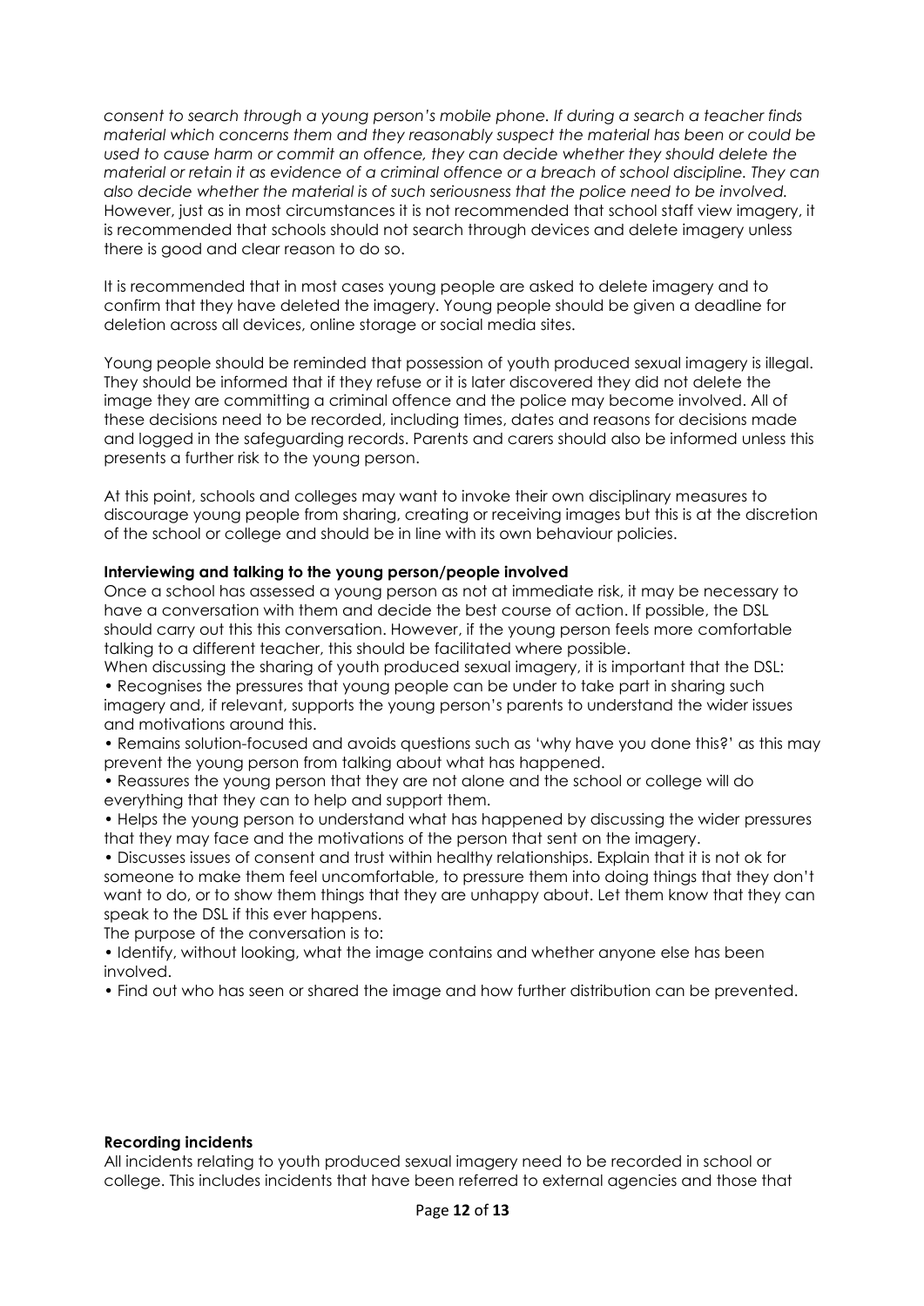*consent to search through a young person's mobile phone. If during a search a teacher finds material which concerns them and they reasonably suspect the material has been or could be used to cause harm or commit an offence, they can decide whether they should delete the material or retain it as evidence of a criminal offence or a breach of school discipline. They can also decide whether the material is of such seriousness that the police need to be involved.* However, just as in most circumstances it is not recommended that school staff view imagery, it is recommended that schools should not search through devices and delete imagery unless there is good and clear reason to do so.

It is recommended that in most cases young people are asked to delete imagery and to confirm that they have deleted the imagery. Young people should be given a deadline for deletion across all devices, online storage or social media sites.

Young people should be reminded that possession of youth produced sexual imagery is illegal. They should be informed that if they refuse or it is later discovered they did not delete the image they are committing a criminal offence and the police may become involved. All of these decisions need to be recorded, including times, dates and reasons for decisions made and logged in the safeguarding records. Parents and carers should also be informed unless this presents a further risk to the young person.

At this point, schools and colleges may want to invoke their own disciplinary measures to discourage young people from sharing, creating or receiving images but this is at the discretion of the school or college and should be in line with its own behaviour policies.

**Interviewing and talking to the young person/people involved**

Once a school has assessed a young person as not at immediate risk, it may be necessary to have a conversation with them and decide the best course of action. If possible, the DSL should carry out this this conversation. However, if the young person feels more comfortable talking to a different teacher, this should be facilitated where possible.

When discussing the sharing of youth produced sexual imagery, it is important that the DSL:

- Recognises the pressures that young people can be under to take part in sharing such imagery and, if relevant, supports the young person's parents to understand the wider issues and motivations around this.
- Remains solution-focused and avoids questions such as 'why have you done this?' as this may prevent the young person from talking about what has happened.
- Reassures the young person that they are not alone and the school or college will do everything that they can to help and support them.
- Helps the young person to understand what has happened by discussing the wider pressures that they may face and the motivations of the person that sent on the imagery.
- Discusses issues of consent and trust within healthy relationships. Explain that it is not ok for someone to make them feel uncomfortable, to pressure them into doing things that they don't want to do, or to show them things that they are unhappy about. Let them know that they can speak to the DSL if this ever happens.

The purpose of the conversation is to:

- Identify, without looking, what the image contains and whether anyone else has been involved.
- Find out who has seen or shared the image and how further distribution can be prevented.

**Recording incidents**

All incidents relating to youth produced sexual imagery need to be recorded in school or college. This includes incidents that have been referred to external agencies and those that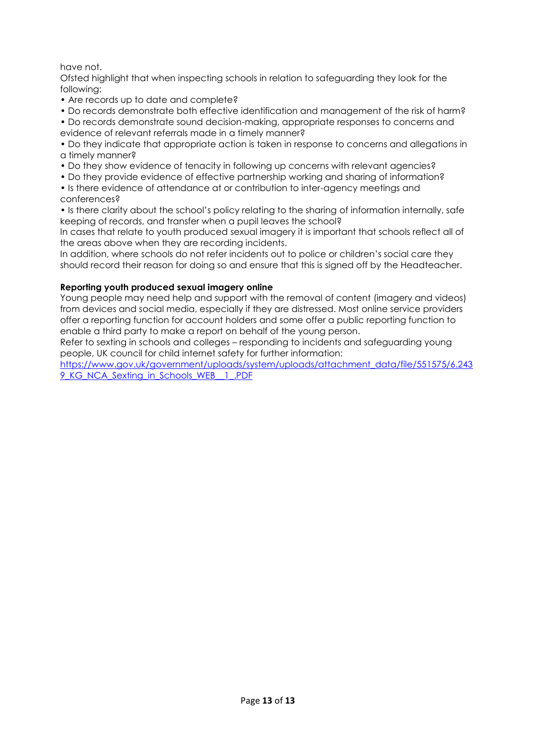have not.

Ofsted highlight that when inspecting schools in relation to safeguarding they look for the following:

- Are records up to date and complete?
- Do records demonstrate both effective identification and management of the risk of harm?
- Do records demonstrate sound decision-making, appropriate responses to concerns and evidence of relevant referrals made in a timely manner?
- Do they indicate that appropriate action is taken in response to concerns and allegations in a timely manner?
- Do they show evidence of tenacity in following up concerns with relevant agencies?
- Do they provide evidence of effective partnership working and sharing of information?
- Is there evidence of attendance at or contribution to inter-agency meetings and conferences?
- Is there clarity about the school's policy relating to the sharing of information internally, safe keeping of records, and transfer when a pupil leaves the school?

In cases that relate to youth produced sexual imagery it is important that schools reflect all of the areas above when they are recording incidents.

In addition, where schools do not refer incidents out to police or children's social care they should record their reason for doing so and ensure that this is signed off by the Headteacher.

**Reporting youth produced sexual imagery online**

Young people may need help and support with the removal of content (imagery and videos) from devices and social media, especially if they are distressed. Most online service providers offer a reporting function for account holders and some offer a public reporting function to enable a third party to make a report on behalf of the young person.

Refer to sexting in schools and colleges – responding to incidents and safeguarding young people, UK council for child internet safety for further information:

https://www.gov.uk/government/uploads/system/uploads/attachment_data/file/551575/6.2439_KG_NCA_Sexting_in_Schools_WEB__1_.PDF